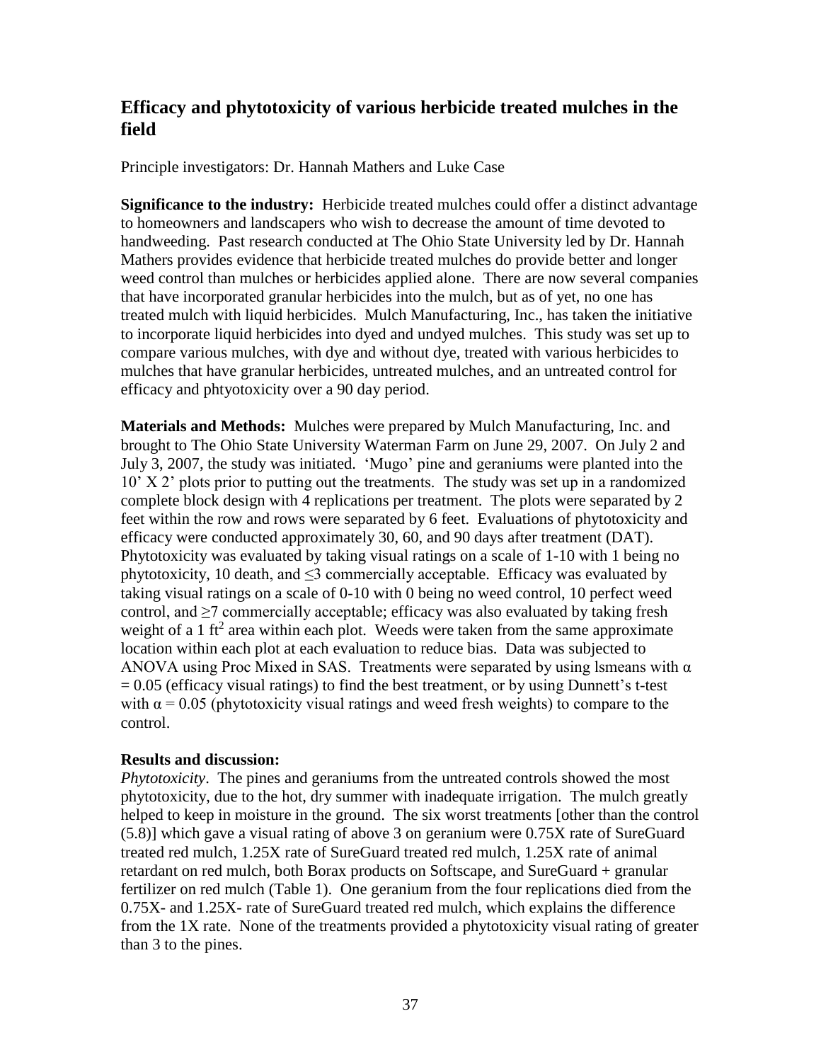## Efficacy and phytotoxicity of various herbicide treated mulches in the field

Principle investigators: Dr. Hannah Mathers and Luke Case

**Significance to the industry:** Herbicide treated mulches could offer a distinct advantage to homeowners and landscapers who wish to decrease the amount of time devoted to handweeding. Past research conducted at The Ohio State University led by Dr. Hannah Mathers provides evidence that herbicide treated mulches do provide better and longer weed control than mulches or herbicides applied alone. There are now several companies that have incorporated granular herbicides into the mulch, but as of yet, no one has treated mulch with liquid herbicides. Mulch Manufacturing, Inc., has taken the initiative to incorporate liquid herbicides into dyed and undyed mulches. This study was set up to compare various mulches, with dye and without dye, treated with various herbicides to mulches that have granular herbicides, untreated mulches, and an untreated control for efficacy and phtyotoxicity over a 90 day period.

**Materials and Methods:** Mulches were prepared by Mulch Manufacturing, Inc. and brought to The Ohio State University Waterman Farm on June 29, 2007. On July 2 and July 3, 2007, the study was initiated. 'Mugo' pine and geraniums were planted into the 10' X 2' plots prior to putting out the treatments. The study was set up in a randomized complete block design with 4 replications per treatment. The plots were separated by 2 feet within the row and rows were separated by 6 feet. Evaluations of phytotoxicity and efficacy were conducted approximately 30, 60, and 90 days after treatment (DAT). Phytotoxicity was evaluated by taking visual ratings on a scale of 1-10 with 1 being no phytotoxicity, 10 death, and $\leq 3$ commercially acceptable. Efficacy was evaluated by taking visual ratings on a scale of 0-10 with 0 being no weed control, 10 perfect weed control, and $\geq 7$ commercially acceptable; efficacy was also evaluated by taking fresh weight of a 1 $ft^2$ area within each plot. Weeds were taken from the same approximate location within each plot at each evaluation to reduce bias. Data was subjected to ANOVA using Proc Mixed in SAS. Treatments were separated by using lsmeans with $\alpha = 0.05$ (efficacy visual ratings) to find the best treatment, or by using Dunnett's t-test with $\alpha = 0.05$ (phytotoxicity visual ratings and weed fresh weights) to compare to the control.

### Results and discussion:

*Phytotoxicity*. The pines and geraniums from the untreated controls showed the most phytotoxicity, due to the hot, dry summer with inadequate irrigation. The mulch greatly helped to keep in moisture in the ground. The six worst treatments [other than the control (5.8)] which gave a visual rating of above 3 on geranium were 0.75X rate of SureGuard treated red mulch, 1.25X rate of SureGuard treated red mulch, 1.25X rate of animal retardant on red mulch, both Borax products on Softscape, and SureGuard + granular fertilizer on red mulch (Table 1). One geranium from the four replications died from the 0.75X- and 1.25X- rate of SureGuard treated red mulch, which explains the difference from the 1X rate. None of the treatments provided a phytotoxicity visual rating of greater than 3 to the pines.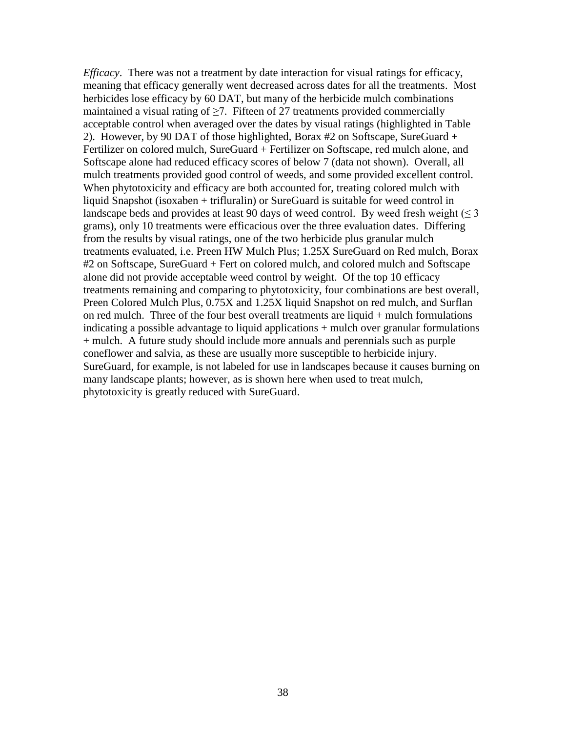*Efficacy*. There was not a treatment by date interaction for visual ratings for efficacy, meaning that efficacy generally went decreased across dates for all the treatments. Most herbicides lose efficacy by 60 DAT, but many of the herbicide mulch combinations maintained a visual rating of ≥7. Fifteen of 27 treatments provided commercially acceptable control when averaged over the dates by visual ratings (highlighted in Table 2). However, by 90 DAT of those highlighted, Borax #2 on Softscape, SureGuard + Fertilizer on colored mulch, SureGuard + Fertilizer on Softscape, red mulch alone, and Softscape alone had reduced efficacy scores of below 7 (data not shown). Overall, all mulch treatments provided good control of weeds, and some provided excellent control. When phytotoxicity and efficacy are both accounted for, treating colored mulch with liquid Snapshot (isoxaben + trifluralin) or SureGuard is suitable for weed control in landscape beds and provides at least 90 days of weed control. By weed fresh weight (≤ 3 grams), only 10 treatments were efficacious over the three evaluation dates. Differing from the results by visual ratings, one of the two herbicide plus granular mulch treatments evaluated, i.e. Preen HW Mulch Plus; 1.25X SureGuard on Red mulch, Borax #2 on Softscape, SureGuard + Fert on colored mulch, and colored mulch and Softscape alone did not provide acceptable weed control by weight. Of the top 10 efficacy treatments remaining and comparing to phytotoxicity, four combinations are best overall, Preen Colored Mulch Plus, 0.75X and 1.25X liquid Snapshot on red mulch, and Surflan on red mulch. Three of the four best overall treatments are liquid + mulch formulations indicating a possible advantage to liquid applications + mulch over granular formulations + mulch. A future study should include more annuals and perennials such as purple coneflower and salvia, as these are usually more susceptible to herbicide injury. SureGuard, for example, is not labeled for use in landscapes because it causes burning on many landscape plants; however, as is shown here when used to treat mulch, phytotoxicity is greatly reduced with SureGuard.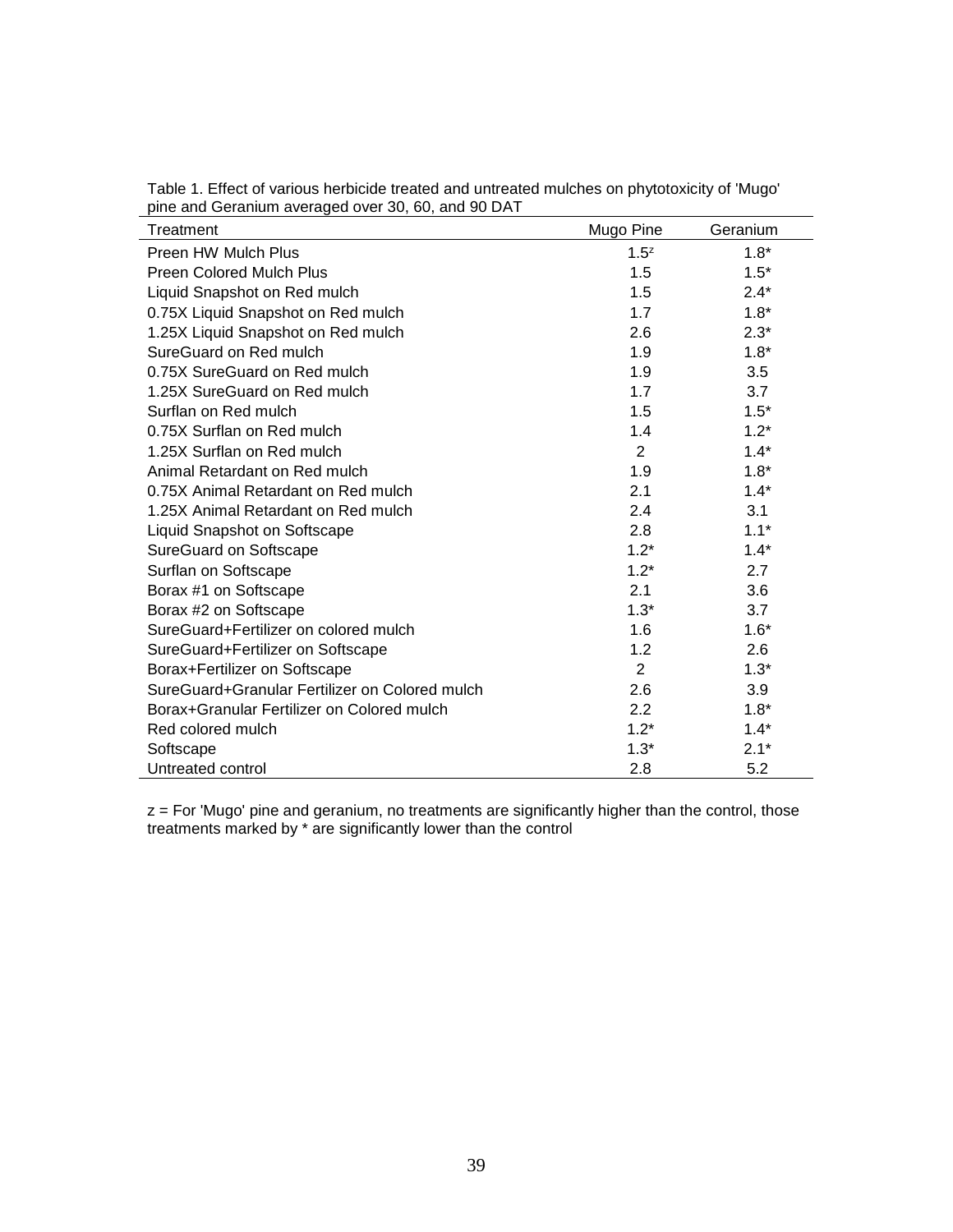Table 1. Effect of various herbicide treated and untreated mulches on phytotoxicity of 'Mugo' pine and Geranium averaged over 30, 60, and 90 DAT

| Treatment | Mugo Pine | Geranium |
|---|---|---|
| Preen HW Mulch Plus | 1.5[z] | 1.8* |
| Preen Colored Mulch Plus | 1.5 | 1.5* |
| Liquid Snapshot on Red mulch | 1.5 | 2.4* |
| 0.75X Liquid Snapshot on Red mulch | 1.7 | 1.8* |
| 1.25X Liquid Snapshot on Red mulch | 2.6 | 2.3* |
| SureGuard on Red mulch | 1.9 | 1.8* |
| 0.75X SureGuard on Red mulch | 1.9 | 3.5 |
| 1.25X SureGuard on Red mulch | 1.7 | 3.7 |
| Surflan on Red mulch | 1.5 | 1.5* |
| 0.75X Surflan on Red mulch | 1.4 | 1.2* |
| 1.25X Surflan on Red mulch | 2 | 1.4* |
| Animal Retardant on Red mulch | 1.9 | 1.8* |
| 0.75X Animal Retardant on Red mulch | 2.1 | 1.4* |
| 1.25X Animal Retardant on Red mulch | 2.4 | 3.1 |
| Liquid Snapshot on Softscape | 2.8 | 1.1* |
| SureGuard on Softscape | 1.2* | 1.4* |
| Surflan on Softscape | 1.2* | 2.7 |
| Borax #1 on Softscape | 2.1 | 3.6 |
| Borax #2 on Softscape | 1.3* | 3.7 |
| SureGuard+Fertilizer on colored mulch | 1.6 | 1.6* |
| SureGuard+Fertilizer on Softscape | 1.2 | 2.6 |
| Borax+Fertilizer on Softscape | 2 | 1.3* |
| SureGuard+Granular Fertilizer on Colored mulch | 2.6 | 3.9 |
| Borax+Granular Fertilizer on Colored mulch | 2.2 | 1.8* |
| Red colored mulch | 1.2* | 1.4* |
| Softscape | 1.3* | 2.1* |
| Untreated control | 2.8 | 5.2 |

z = For 'Mugo' pine and geranium, no treatments are significantly higher than the control, those treatments marked by * are significantly lower than the control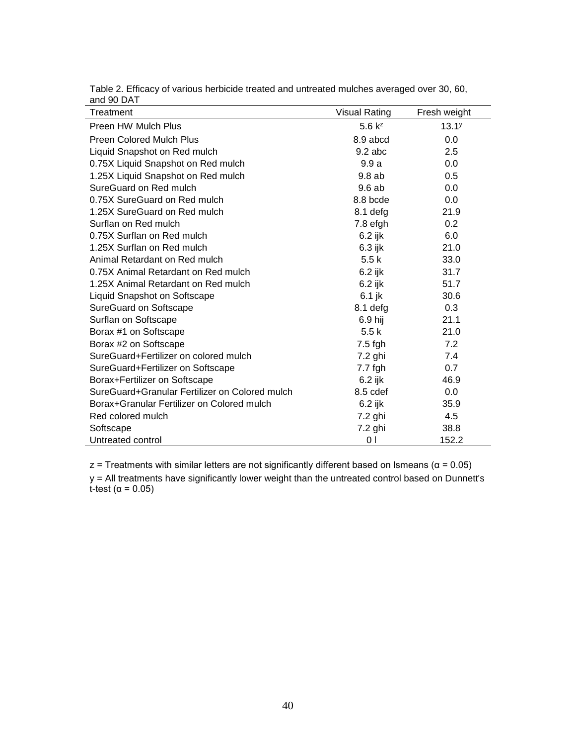Table 2. Efficacy of various herbicide treated and untreated mulches averaged over 30, 60, and 90 DAT

| Treatment | Visual Rating | Fresh weight |
|---|---|---|
| Preen HW Mulch Plus | 5.6 k[z] | 13.1[y] |
| Preen Colored Mulch Plus | 8.9 abcd | 0.0 |
| Liquid Snapshot on Red mulch | 9.2 abc | 2.5 |
| 0.75X Liquid Snapshot on Red mulch | 9.9 a | 0.0 |
| 1.25X Liquid Snapshot on Red mulch | 9.8 ab | 0.5 |
| SureGuard on Red mulch | 9.6 ab | 0.0 |
| 0.75X SureGuard on Red mulch | 8.8 bcde | 0.0 |
| 1.25X SureGuard on Red mulch | 8.1 defg | 21.9 |
| Surflan on Red mulch | 7.8 efgh | 0.2 |
| 0.75X Surflan on Red mulch | 6.2 ijk | 6.0 |
| 1.25X Surflan on Red mulch | 6.3 ijk | 21.0 |
| Animal Retardant on Red mulch | 5.5 k | 33.0 |
| 0.75X Animal Retardant on Red mulch | 6.2 ijk | 31.7 |
| 1.25X Animal Retardant on Red mulch | 6.2 ijk | 51.7 |
| Liquid Snapshot on Softscape | 6.1 jk | 30.6 |
| SureGuard on Softscape | 8.1 defg | 0.3 |
| Surflan on Softscape | 6.9 hij | 21.1 |
| Borax #1 on Softscape | 5.5 k | 21.0 |
| Borax #2 on Softscape | 7.5 fgh | 7.2 |
| SureGuard+Fertilizer on colored mulch | 7.2 ghi | 7.4 |
| SureGuard+Fertilizer on Softscape | 7.7 fgh | 0.7 |
| Borax+Fertilizer on Softscape | 6.2 ijk | 46.9 |
| SureGuard+Granular Fertilizer on Colored mulch | 8.5 cdef | 0.0 |
| Borax+Granular Fertilizer on Colored mulch | 6.2 ijk | 35.9 |
| Red colored mulch | 7.2 ghi | 4.5 |
| Softscape | 7.2 ghi | 38.8 |
| Untreated control | 0 l | 152.2 |

z = Treatments with similar letters are not significantly different based on lsmeans ($\alpha = 0.05$)

y = All treatments have significantly lower weight than the untreated control based on Dunnett's t-test ($\alpha = 0.05$)